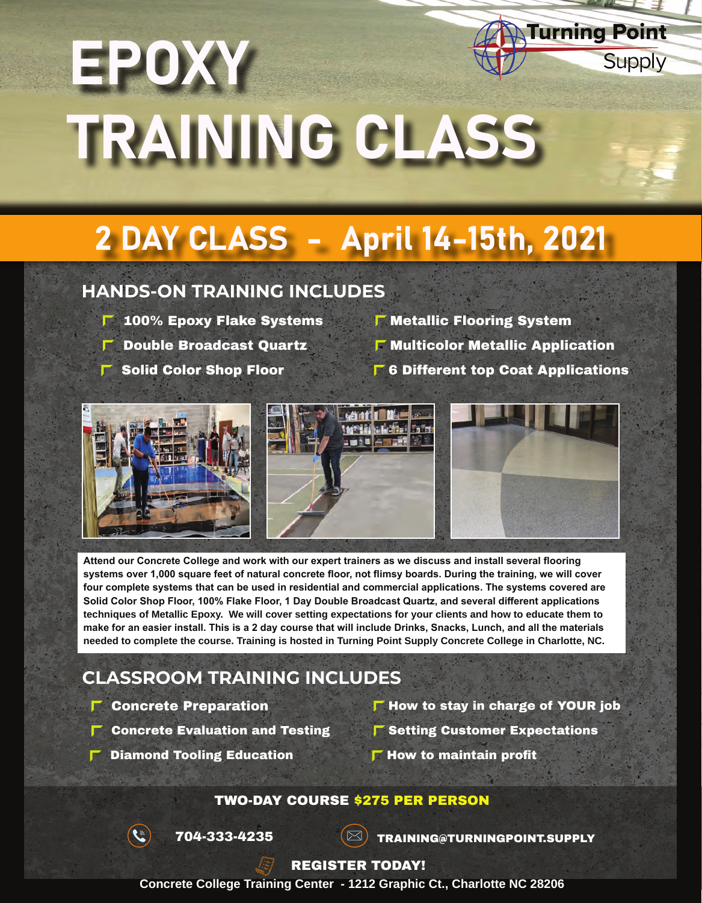# EPOXY TRAINING CLASS

Turning Point Supply

## 2 DAY CLASS - April 14-15th, 2021

### HANDS-ON TRAINING INCLUDES

- 100% Epoxy Flake Systems
- Double Broadcast Quartz
- Solid Color Shop Floor
- Metallic Flooring System
- Multicolor Metallic Application
- 6 Different top Coat Applications

**Attend our Concrete College and work with our expert trainers as we discuss and install several flooring systems over 1,000 square feet of natural concrete floor, not flimsy boards. During the training, we will cover four complete systems that can be used in residential and commercial applications. The systems covered are Solid Color Shop Floor, 100% Flake Floor, 1 Day Double Broadcast Quartz, and several different applications techniques of Metallic Epoxy. We will cover setting expectations for your clients and how to educate them to make for an easier install. This is a 2 day course that will include Drinks, Snacks, Lunch, and all the materials needed to complete the course. Training is hosted in Turning Point Supply Concrete College in Charlotte, NC.**

### CLASSROOM TRAINING INCLUDES

- Concrete Preparation
- Concrete Evaluation and Testing
- Diamond Tooling Education
- How to stay in charge of YOUR job
- Setting Customer Expectations
- How to maintain profit

**TWO-DAY COURSE $275 PER PERSON**

704-333-4235

TRAINING@TURNINGPOINT.SUPPLY

**REGISTER TODAY!**

**Concrete College Training Center - 1212 Graphic Ct., Charlotte NC 28206**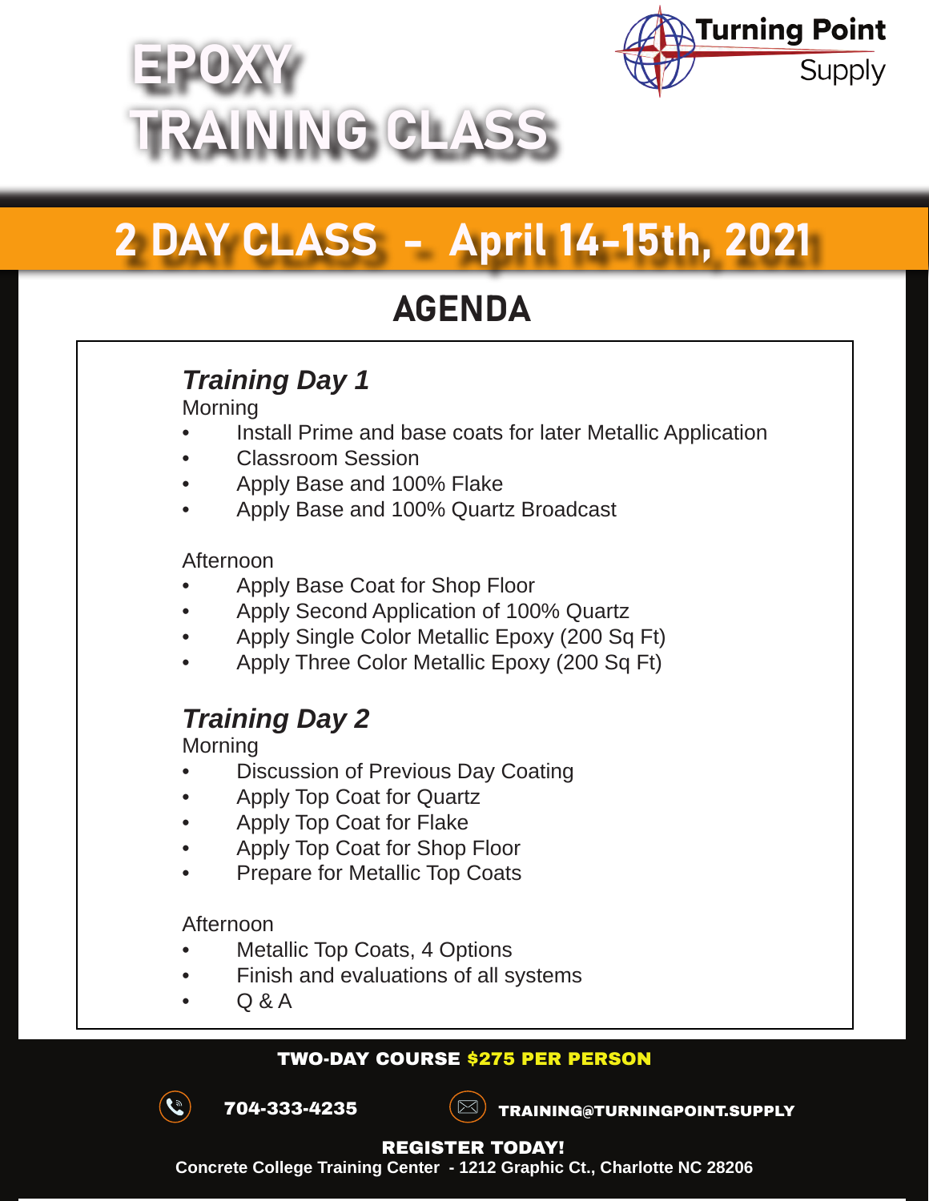# EPOXY TRAINING CLASS

Turning Point Supply

## 2 DAY CLASS - April 14-15th, 2021

## AGENDA

### *Training Day 1*

Morning

- Install Prime and base coats for later Metallic Application
- Classroom Session
- Apply Base and 100% Flake
- Apply Base and 100% Quartz Broadcast

Afternoon

- Apply Base Coat for Shop Floor
- Apply Second Application of 100% Quartz
- Apply Single Color Metallic Epoxy (200 Sq Ft)
- Apply Three Color Metallic Epoxy (200 Sq Ft)

### *Training Day 2*

Morning

- Discussion of Previous Day Coating
- Apply Top Coat for Quartz
- Apply Top Coat for Flake
- Apply Top Coat for Shop Floor
- Prepare for Metallic Top Coats

Afternoon

- Metallic Top Coats, 4 Options
- Finish and evaluations of all systems
- Q & A

**TWO-DAY COURSE $275 PER PERSON**

**704-333-4235** **TRAINING@TURNINGPOINT.SUPPLY**

**REGISTER TODAY!**

**Concrete College Training Center - 1212 Graphic Ct., Charlotte NC 28206**